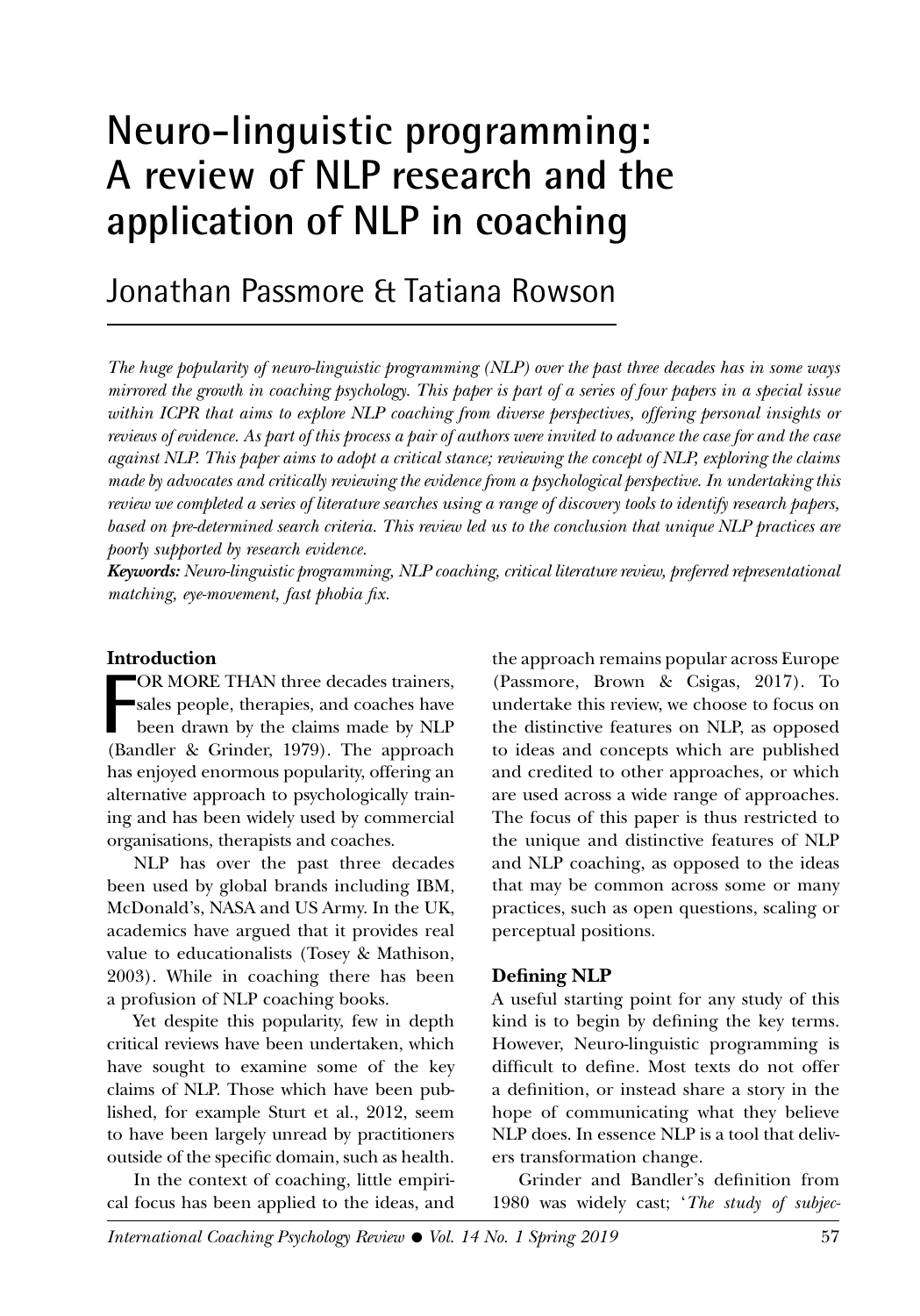#  Neuro-linguistic programming: A review of NLP research and the application of NLP in coaching

## Jonathan Passmore & Tatiana Rowson

*The huge popularity of neuro-linguistic programming (NLP) over the past three decades has in some ways mirrored the growth in coaching psychology. This paper is part of a series of four papers in a special issue within ICPR that aims to explore NLP coaching from diverse perspectives, offering personal insights or reviews of evidence. As part of this process a pair of authors were invited to advance the case for and the case against NLP. This paper aims to adopt a critical stance; reviewing the concept of NLP, exploring the claims made by advocates and critically reviewing the evidence from a psychological perspective. In undertaking this review we completed a series of literature searches using a range of discovery tools to identify research papers, based on pre-determined search criteria. This review led us to the conclusion that unique NLP practices are poorly supported by research evidence.*

***Keywords:*** *Neuro-linguistic programming, NLP coaching, critical literature review, preferred representational matching, eye-movement, fast phobia fix.*

### Introduction

FOR MORE THAN three decades trainers, sales people, therapies, and coaches have been drawn by the claims made by NLP (Bandler & Grinder, 1979). The approach has enjoyed enormous popularity, offering an alternative approach to psychologically training and has been widely used by commercial organisations, therapists and coaches.

NLP has over the past three decades been used by global brands including IBM, McDonald's, NASA and US Army. In the UK, academics have argued that it provides real value to educationalists (Tosey & Mathison, 2003). While in coaching there has been a profusion of NLP coaching books.

Yet despite this popularity, few in depth critical reviews have been undertaken, which have sought to examine some of the key claims of NLP. Those which have been published, for example Sturt et al., 2012, seem to have been largely unread by practitioners outside of the specific domain, such as health.

In the context of coaching, little empirical focus has been applied to the ideas, and the approach remains popular across Europe (Passmore, Brown & Csigas, 2017). To undertake this review, we choose to focus on the distinctive features on NLP, as opposed to ideas and concepts which are published and credited to other approaches, or which are used across a wide range of approaches. The focus of this paper is thus restricted to the unique and distinctive features of NLP and NLP coaching, as opposed to the ideas that may be common across some or many practices, such as open questions, scaling or perceptual positions.

### Defining NLP

A useful starting point for any study of this kind is to begin by defining the key terms. However, Neuro-linguistic programming is difficult to define. Most texts do not offer a definition, or instead share a story in the hope of communicating what they believe NLP does. In essence NLP is a tool that delivers transformation change.

Grinder and Bandler's definition from 1980 was widely cast; '*The study of subjec-*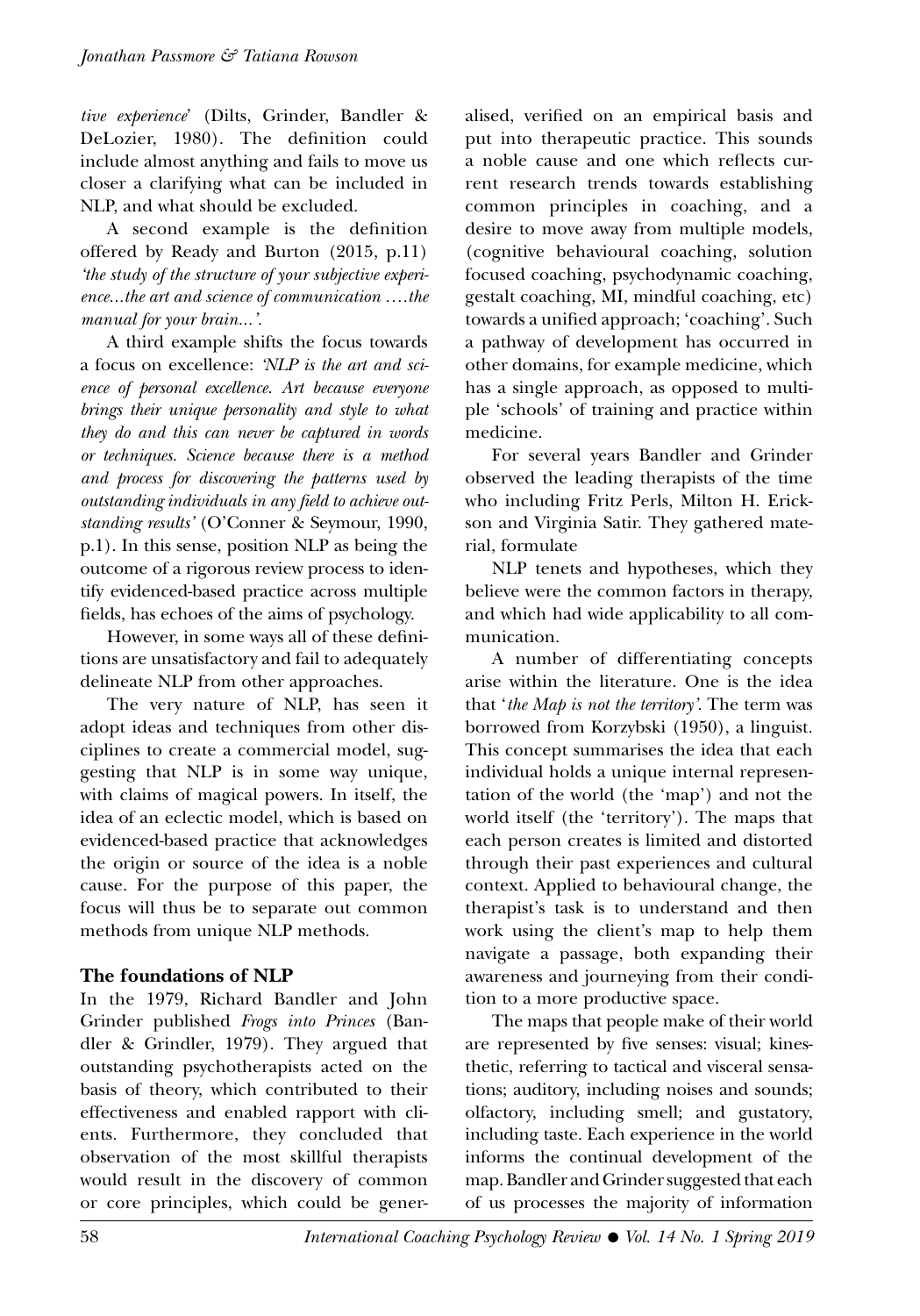*tive experience*' (Dilts, Grinder, Bandler & DeLozier, 1980). The definition could include almost anything and fails to move us closer a clarifying what can be included in NLP, and what should be excluded.

A second example is the definition offered by Ready and Burton (2015, p.11) *'the study of the structure of your subjective experience...the art and science of communication ....the manual for your brain...'.*

A third example shifts the focus towards a focus on excellence: *'NLP is the art and science of personal excellence. Art because everyone brings their unique personality and style to what they do and this can never be captured in words or techniques. Science because there is a method and process for discovering the patterns used by outstanding individuals in any field to achieve outstanding results'* (O'Conner & Seymour, 1990, p.1). In this sense, position NLP as being the outcome of a rigorous review process to identify evidenced-based practice across multiple fields, has echoes of the aims of psychology.

However, in some ways all of these definitions are unsatisfactory and fail to adequately delineate NLP from other approaches.

The very nature of NLP, has seen it adopt ideas and techniques from other disciplines to create a commercial model, suggesting that NLP is in some way unique, with claims of magical powers. In itself, the idea of an eclectic model, which is based on evidenced-based practice that acknowledges the origin or source of the idea is a noble cause. For the purpose of this paper, the focus will thus be to separate out common methods from unique NLP methods.

## The foundations of NLP

In the 1979, Richard Bandler and John Grinder published *Frogs into Princes* (Bandler & Grindler, 1979). They argued that outstanding psychotherapists acted on the basis of theory, which contributed to their effectiveness and enabled rapport with clients. Furthermore, they concluded that observation of the most skillful therapists would result in the discovery of common or core principles, which could be generalised, verified on an empirical basis and put into therapeutic practice. This sounds a noble cause and one which reflects current research trends towards establishing common principles in coaching, and a desire to move away from multiple models, (cognitive behavioural coaching, solution focused coaching, psychodynamic coaching, gestalt coaching, MI, mindful coaching, etc) towards a unified approach; 'coaching'. Such a pathway of development has occurred in other domains, for example medicine, which has a single approach, as opposed to multiple 'schools' of training and practice within medicine.

For several years Bandler and Grinder observed the leading therapists of the time who including Fritz Perls, Milton H. Erickson and Virginia Satir. They gathered material, formulate

NLP tenets and hypotheses, which they believe were the common factors in therapy, and which had wide applicability to all communication.

A number of differentiating concepts arise within the literature. One is the idea that '*the Map is not the territory'.* The term was borrowed from Korzybski (1950), a linguist. This concept summarises the idea that each individual holds a unique internal representation of the world (the 'map') and not the world itself (the 'territory'). The maps that each person creates is limited and distorted through their past experiences and cultural context. Applied to behavioural change, the therapist's task is to understand and then work using the client's map to help them navigate a passage, both expanding their awareness and journeying from their condition to a more productive space.

The maps that people make of their world are represented by five senses: visual; kinesthetic, referring to tactical and visceral sensations; auditory, including noises and sounds; olfactory, including smell; and gustatory, including taste. Each experience in the world informs the continual development of the map. Bandler and Grinder suggested that each of us processes the majority of information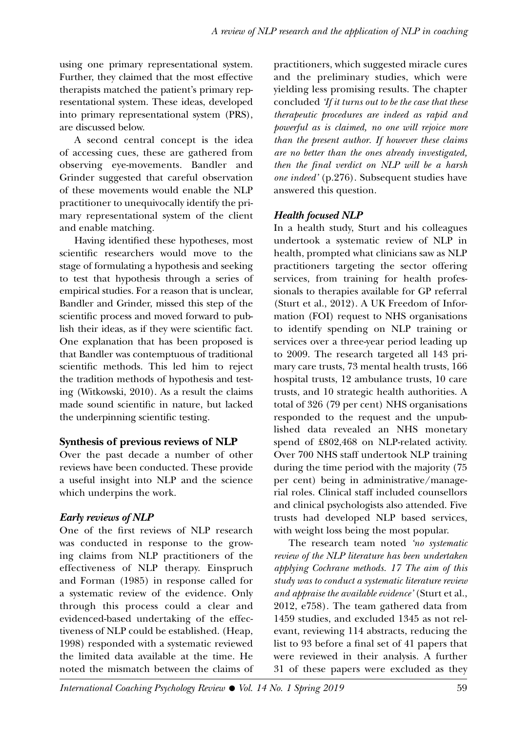using one primary representational system. Further, they claimed that the most effective therapists matched the patient's primary representational system. These ideas, developed into primary representational system (PRS), are discussed below.

A second central concept is the idea of accessing cues, these are gathered from observing eye-movements. Bandler and Grinder suggested that careful observation of these movements would enable the NLP practitioner to unequivocally identify the primary representational system of the client and enable matching.

Having identified these hypotheses, most scientific researchers would move to the stage of formulating a hypothesis and seeking to test that hypothesis through a series of empirical studies. For a reason that is unclear, Bandler and Grinder, missed this step of the scientific process and moved forward to publish their ideas, as if they were scientific fact. One explanation that has been proposed is that Bandler was contemptuous of traditional scientific methods. This led him to reject the tradition methods of hypothesis and testing (Witkowski, 2010). As a result the claims made sound scientific in nature, but lacked the underpinning scientific testing.

## Synthesis of previous reviews of NLP

Over the past decade a number of other reviews have been conducted. These provide a useful insight into NLP and the science which underpins the work.

### *Early reviews of NLP*

One of the first reviews of NLP research was conducted in response to the growing claims from NLP practitioners of the effectiveness of NLP therapy. Einspruch and Forman (1985) in response called for a systematic review of the evidence. Only through this process could a clear and evidenced-based undertaking of the effectiveness of NLP could be established. (Heap, 1998) responded with a systematic reviewed the limited data available at the time. He noted the mismatch between the claims of practitioners, which suggested miracle cures and the preliminary studies, which were yielding less promising results. The chapter concluded *'If it turns out to be the case that these therapeutic procedures are indeed as rapid and powerful as is claimed, no one will rejoice more than the present author. If however these claims are no better than the ones already investigated, then the final verdict on NLP will be a harsh one indeed'* (p.276). Subsequent studies have answered this question.

### *Health focused NLP*

In a health study, Sturt and his colleagues undertook a systematic review of NLP in health, prompted what clinicians saw as NLP practitioners targeting the sector offering services, from training for health professionals to therapies available for GP referral (Sturt et al., 2012). A UK Freedom of Information (FOI) request to NHS organisations to identify spending on NLP training or services over a three-year period leading up to 2009. The research targeted all 143 primary care trusts, 73 mental health trusts, 166 hospital trusts, 12 ambulance trusts, 10 care trusts, and 10 strategic health authorities. A total of 326 (79 per cent) NHS organisations responded to the request and the unpublished data revealed an NHS monetary spend of £802,468 on NLP-related activity. Over 700 NHS staff undertook NLP training during the time period with the majority (75 per cent) being in administrative/managerial roles. Clinical staff included counsellors and clinical psychologists also attended. Five trusts had developed NLP based services, with weight loss being the most popular.

The research team noted *'no systematic review of the NLP literature has been undertaken applying Cochrane methods. 17 The aim of this study was to conduct a systematic literature review and appraise the available evidence'* (Sturt et al., 2012, e758). The team gathered data from 1459 studies, and excluded 1345 as not relevant, reviewing 114 abstracts, reducing the list to 93 before a final set of 41 papers that were reviewed in their analysis. A further 31 of these papers were excluded as they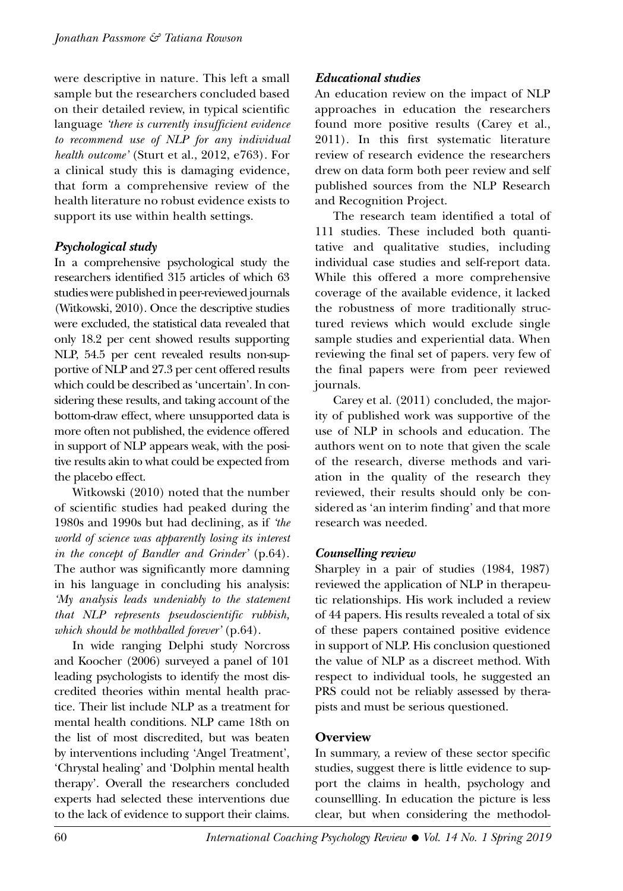were descriptive in nature. This left a small sample but the researchers concluded based on their detailed review, in typical scientific language *'there is currently insufficient evidence to recommend use of NLP for any individual health outcome'* (Sturt et al., 2012, e763). For a clinical study this is damaging evidence, that form a comprehensive review of the health literature no robust evidence exists to support its use within health settings.

### *Psychological study*

In a comprehensive psychological study the researchers identified 315 articles of which 63 studies were published in peer-reviewed journals (Witkowski, 2010). Once the descriptive studies were excluded, the statistical data revealed that only 18.2 per cent showed results supporting NLP, 54.5 per cent revealed results non-supportive of NLP and 27.3 per cent offered results which could be described as 'uncertain'. In considering these results, and taking account of the bottom-draw effect, where unsupported data is more often not published, the evidence offered in support of NLP appears weak, with the positive results akin to what could be expected from the placebo effect.

Witkowski (2010) noted that the number of scientific studies had peaked during the 1980s and 1990s but had declining, as if *'the world of science was apparently losing its interest in the concept of Bandler and Grinder'* (p.64). The author was significantly more damning in his language in concluding his analysis: *'My analysis leads undeniably to the statement that NLP represents pseudoscientific rubbish, which should be mothballed forever'* (p.64).

In wide ranging Delphi study Norcross and Koocher (2006) surveyed a panel of 101 leading psychologists to identify the most discredited theories within mental health practice. Their list include NLP as a treatment for mental health conditions. NLP came 18th on the list of most discredited, but was beaten by interventions including 'Angel Treatment', 'Chrystal healing' and 'Dolphin mental health therapy'. Overall the researchers concluded experts had selected these interventions due to the lack of evidence to support their claims.

### *Educational studies*

An education review on the impact of NLP approaches in education the researchers found more positive results (Carey et al., 2011). In this first systematic literature review of research evidence the researchers drew on data form both peer review and self published sources from the NLP Research and Recognition Project.

The research team identified a total of 111 studies. These included both quantitative and qualitative studies, including individual case studies and self-report data. While this offered a more comprehensive coverage of the available evidence, it lacked the robustness of more traditionally structured reviews which would exclude single sample studies and experiential data. When reviewing the final set of papers. very few of the final papers were from peer reviewed journals.

Carey et al. (2011) concluded, the majority of published work was supportive of the use of NLP in schools and education. The authors went on to note that given the scale of the research, diverse methods and variation in the quality of the research they reviewed, their results should only be considered as 'an interim finding' and that more research was needed.

### *Counselling review*

Sharpley in a pair of studies (1984, 1987) reviewed the application of NLP in therapeutic relationships. His work included a review of 44 papers. His results revealed a total of six of these papers contained positive evidence in support of NLP. His conclusion questioned the value of NLP as a discreet method. With respect to individual tools, he suggested an PRS could not be reliably assessed by therapists and must be serious questioned.

## **Overview**

In summary, a review of these sector specific studies, suggest there is little evidence to support the claims in health, psychology and counsellling. In education the picture is less clear, but when considering the methodol-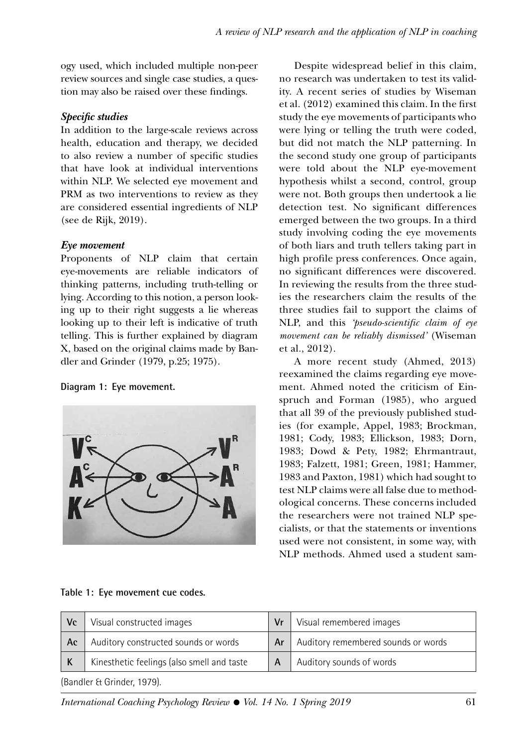ogy used, which included multiple non-peer review sources and single case studies, a question may also be raised over these findings.

### *Specific studies*

In addition to the large-scale reviews across health, education and therapy, we decided to also review a number of specific studies that have look at individual interventions within NLP. We selected eye movement and PRM as two interventions to review as they are considered essential ingredients of NLP (see de Rijk, 2019).

### *Eye movement*

Proponents of NLP claim that certain eye-movements are reliable indicators of thinking patterns, including truth-telling or lying. According to this notion, a person looking up to their right suggests a lie whereas looking up to their left is indicative of truth telling. This is further explained by diagram X, based on the original claims made by Bandler and Grinder (1979, p.25; 1975).

**Diagram 1: Eye movement.**

Despite widespread belief in this claim, no research was undertaken to test its validity. A recent series of studies by Wiseman et al. (2012) examined this claim. In the first study the eye movements of participants who were lying or telling the truth were coded, but did not match the NLP patterning. In the second study one group of participants were told about the NLP eye-movement hypothesis whilst a second, control, group were not. Both groups then undertook a lie detection test. No significant differences emerged between the two groups. In a third study involving coding the eye movements of both liars and truth tellers taking part in high profile press conferences. Once again, no significant differences were discovered. In reviewing the results from the three studies the researchers claim the results of the three studies fail to support the claims of NLP, and this *'pseudo-scientific claim of eye movement can be reliably dismissed'* (Wiseman et al., 2012).

A more recent study (Ahmed, 2013) reexamined the claims regarding eye movement. Ahmed noted the criticism of Einspruch and Forman (1985), who argued that all 39 of the previously published studies (for example, Appel, 1983; Brockman, 1981; Cody, 1983; Ellickson, 1983; Dorn, 1983; Dowd & Pety, 1982; Ehrmantraut, 1983; Falzett, 1981; Green, 1981; Hammer, 1983 and Paxton, 1981) which had sought to test NLP claims were all false due to methodological concerns. These concerns included the researchers were not trained NLP specialists, or that the statements or inventions used were not consistent, in some way, with NLP methods. Ahmed used a student sam-

**Table 1: Eye movement cue codes.**

| | | | |
|---|---|---|---|
| Vc | Visual constructed images | Vr | Visual remembered images |
| Ac | Auditory constructed sounds or words | Ar | Auditory remembered sounds or words |
| K | Kinesthetic feelings (also smell and taste | A | Auditory sounds of words |

(Bandler & Grinder, 1979).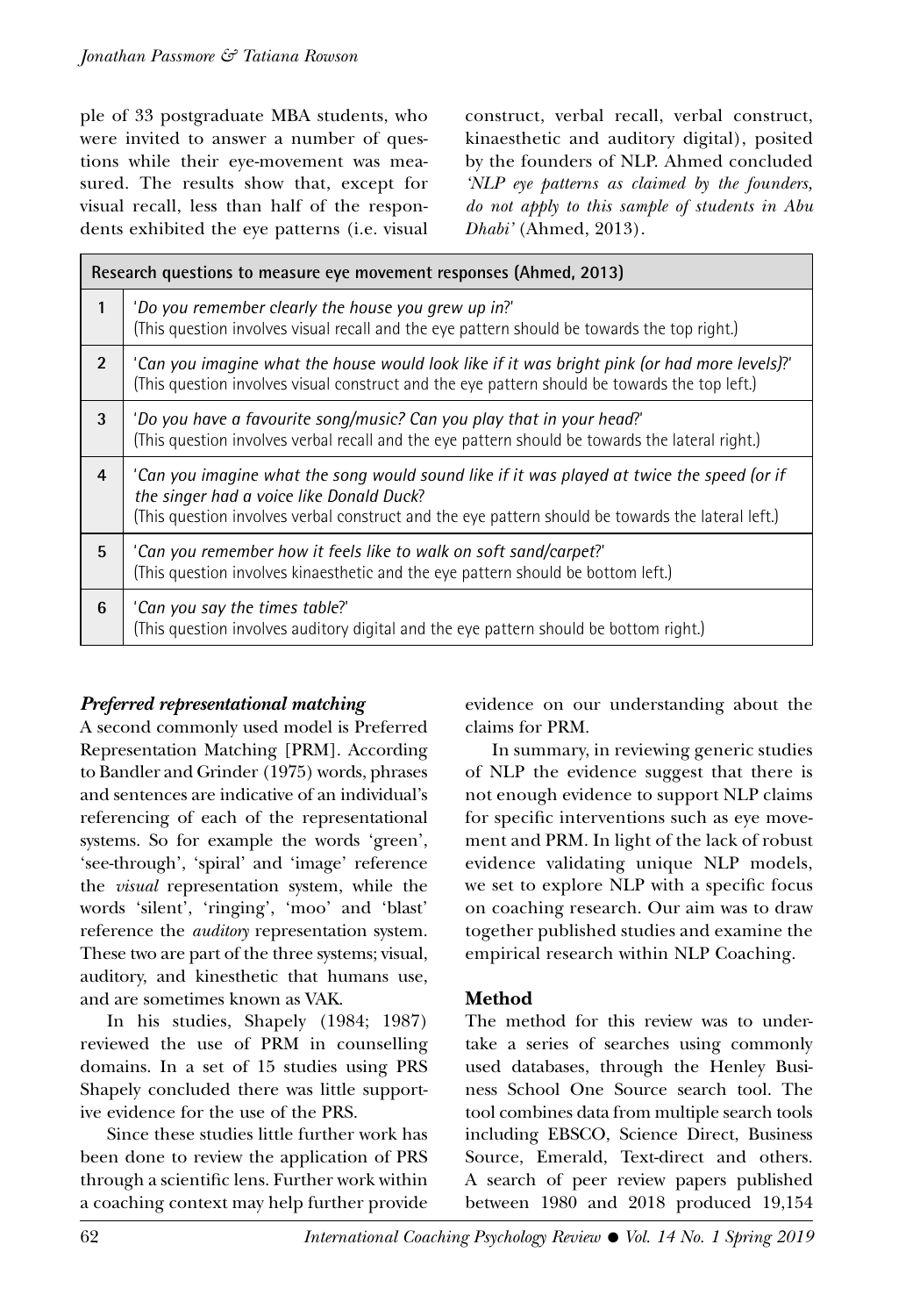ple of 33 postgraduate MBA students, who were invited to answer a number of questions while their eye-movement was measured. The results show that, except for visual recall, less than half of the respondents exhibited the eye patterns (i.e. visual construct, verbal recall, verbal construct, kinaesthetic and auditory digital), posited by the founders of NLP. Ahmed concluded *'NLP eye patterns as claimed by the founders, do not apply to this sample of students in Abu Dhabi'* (Ahmed, 2013).

| Research questions to measure eye movement responses (Ahmed, 2013) | |
|---|---|
| 1 | '*Do you remember clearly the house you grew up in*?' (This question involves visual recall and the eye pattern should be towards the top right.) |
| 2 | '*Can you imagine what the house would look like if it was bright pink (or had more levels)*?' (This question involves visual construct and the eye pattern should be towards the top left.) |
| 3 | '*Do you have a favourite song/music? Can you play that in your head*?' (This question involves verbal recall and the eye pattern should be towards the lateral right.) |
| 4 | '*Can you imagine what the song would sound like if it was played at twice the speed (or if the singer had a voice like Donald Duck*? (This question involves verbal construct and the eye pattern should be towards the lateral left.) |
| 5 | '*Can you remember how it feels like to walk on soft sand/carpet*?' (This question involves kinaesthetic and the eye pattern should be bottom left.) |
| 6 | '*Can you say the times table*?' (This question involves auditory digital and the eye pattern should be bottom right.) |

### *Preferred representational matching*

A second commonly used model is Preferred Representation Matching [PRM]. According to Bandler and Grinder (1975) words, phrases and sentences are indicative of an individual's referencing of each of the representational systems. So for example the words 'green', 'see-through', 'spiral' and 'image' reference the *visual* representation system, while the words 'silent', 'ringing', 'moo' and 'blast' reference the *auditory* representation system. These two are part of the three systems; visual, auditory, and kinesthetic that humans use, and are sometimes known as VAK.

In his studies, Shapely (1984; 1987) reviewed the use of PRM in counselling domains. In a set of 15 studies using PRS Shapely concluded there was little supportive evidence for the use of the PRS.

Since these studies little further work has been done to review the application of PRS through a scientific lens. Further work within a coaching context may help further provide evidence on our understanding about the claims for PRM.

In summary, in reviewing generic studies of NLP the evidence suggest that there is not enough evidence to support NLP claims for specific interventions such as eye movement and PRM. In light of the lack of robust evidence validating unique NLP models, we set to explore NLP with a specific focus on coaching research. Our aim was to draw together published studies and examine the empirical research within NLP Coaching.

## Method

The method for this review was to undertake a series of searches using commonly used databases, through the Henley Business School One Source search tool. The tool combines data from multiple search tools including EBSCO, Science Direct, Business Source, Emerald, Text-direct and others. A search of peer review papers published between 1980 and 2018 produced 19,154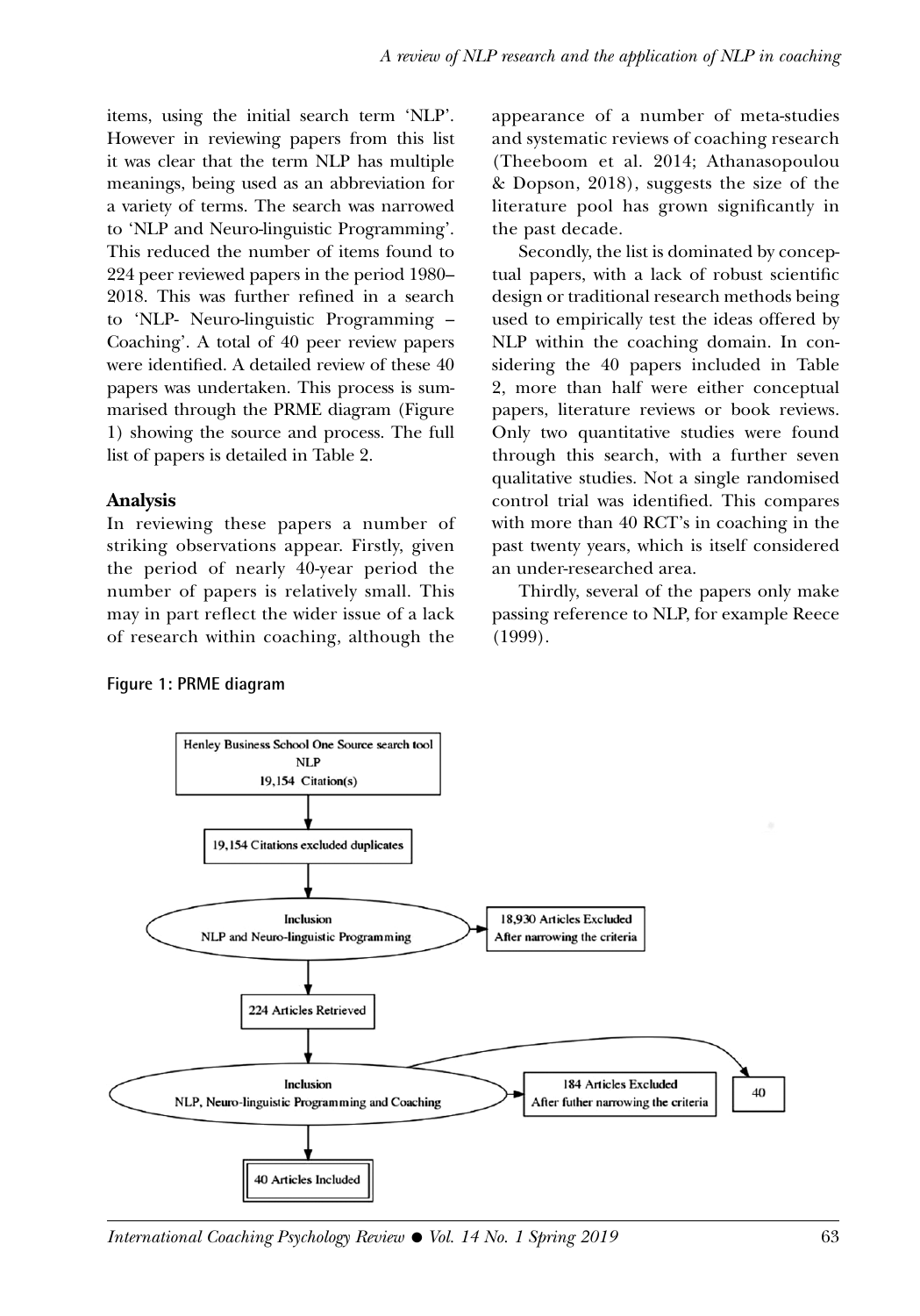items, using the initial search term 'NLP'. However in reviewing papers from this list it was clear that the term NLP has multiple meanings, being used as an abbreviation for a variety of terms. The search was narrowed to 'NLP and Neuro-linguistic Programming'. This reduced the number of items found to 224 peer reviewed papers in the period 1980–2018. This was further refined in a search to 'NLP- Neuro-linguistic Programming – Coaching'. A total of 40 peer review papers were identified. A detailed review of these 40 papers was undertaken. This process is summarised through the PRME diagram (Figure 1) showing the source and process. The full list of papers is detailed in Table 2.

## Analysis

In reviewing these papers a number of striking observations appear. Firstly, given the period of nearly 40-year period the number of papers is relatively small. This may in part reflect the wider issue of a lack of research within coaching, although the appearance of a number of meta-studies and systematic reviews of coaching research (Theeboom et al. 2014; Athanasopoulou & Dopson, 2018), suggests the size of the literature pool has grown significantly in the past decade.

Secondly, the list is dominated by conceptual papers, with a lack of robust scientific design or traditional research methods being used to empirically test the ideas offered by NLP within the coaching domain. In considering the 40 papers included in Table 2, more than half were either conceptual papers, literature reviews or book reviews. Only two quantitative studies were found through this search, with a further seven qualitative studies. Not a single randomised control trial was identified. This compares with more than 40 RCT's in coaching in the past twenty years, which is itself considered an under-researched area.

Thirdly, several of the papers only make passing reference to NLP, for example Reece (1999).

**Figure 1: PRME diagram**

Henley Business School One Source search tool
NLP
19,154 Citation(s)

19,154 Citations excluded duplicates

Inclusion
NLP and Neuro-linguistic Programming

18,930 Articles Excluded
After narrowing the criteria

224 Articles Retrieved

Inclusion
NLP, Neuro-linguistic Programming and Coaching

184 Articles Excluded
After futher narrowing the criteria

40

40 Articles Included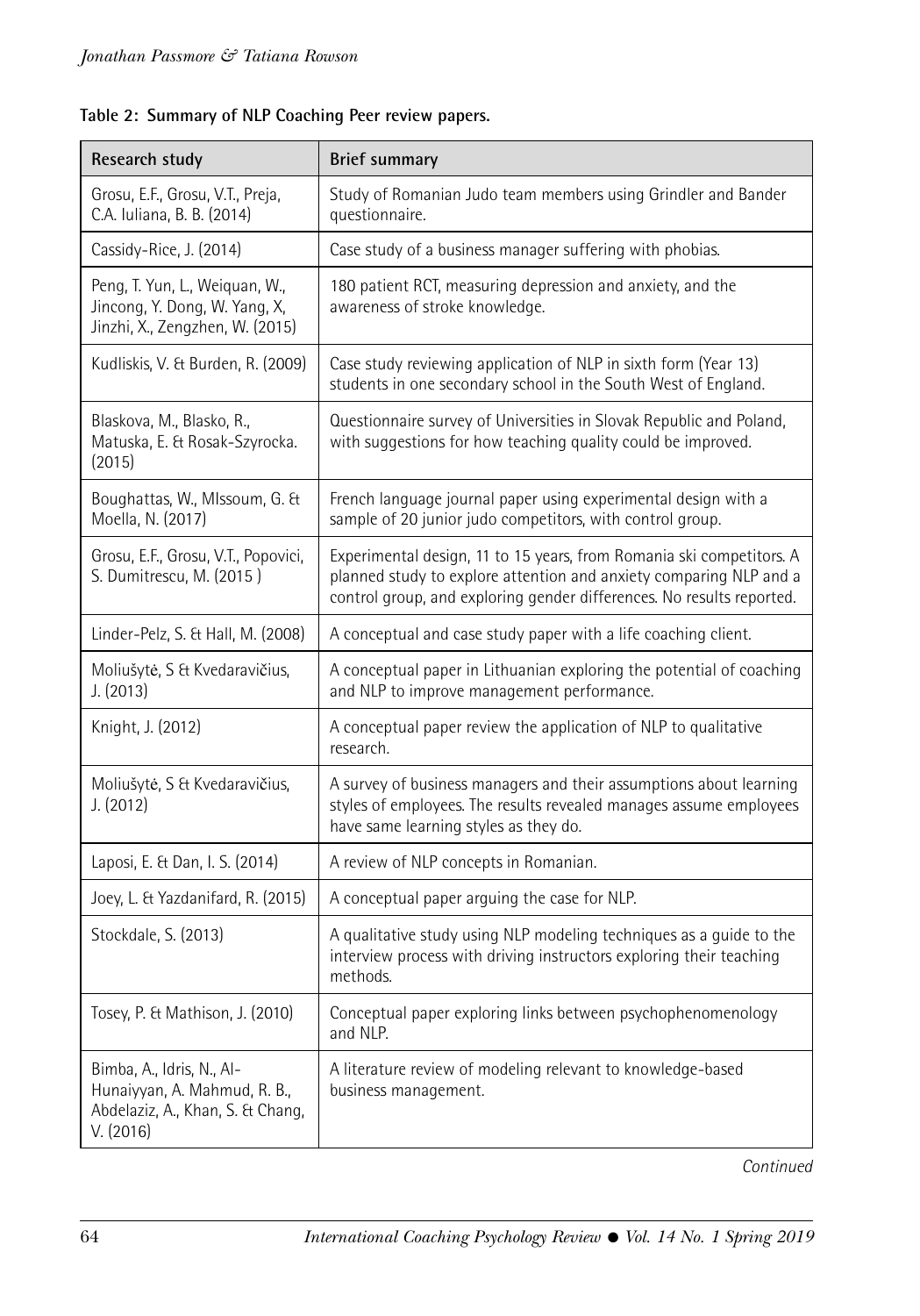**Table 2: Summary of NLP Coaching Peer review papers.**

| Research study | Brief summary |
|---|---|
| Grosu, E.F., Grosu, V.T., Preja, C.A. Iuliana, B. B. (2014) | Study of Romanian Judo team members using Grindler and Bander questionnaire. |
| Cassidy-Rice, J. (2014) | Case study of a business manager suffering with phobias. |
| Peng, T. Yun, L., Weiquan, W., Jincong, Y. Dong, W. Yang, X, Jinzhi, X., Zengzhen, W. (2015) | 180 patient RCT, measuring depression and anxiety, and the awareness of stroke knowledge. |
| Kudliskis, V. & Burden, R. (2009) | Case study reviewing application of NLP in sixth form (Year 13) students in one secondary school in the South West of England. |
| Blaskova, M., Blasko, R., Matuska, E. & Rosak-Szyrocka. (2015) | Questionnaire survey of Universities in Slovak Republic and Poland, with suggestions for how teaching quality could be improved. |
| Boughattas, W., MIssoum, G. & Moella, N. (2017) | French language journal paper using experimental design with a sample of 20 junior judo competitors, with control group. |
| Grosu, E.F., Grosu, V.T., Popovici, S. Dumitrescu, M. (2015 ) | Experimental design, 11 to 15 years, from Romania ski competitors. A planned study to explore attention and anxiety comparing NLP and a control group, and exploring gender differences. No results reported. |
| Linder-Pelz, S. & Hall, M. (2008) | A conceptual and case study paper with a life coaching client. |
| Moliušytė, S & Kvedaravičius, J. (2013) | A conceptual paper in Lithuanian exploring the potential of coaching and NLP to improve management performance. |
| Knight, J. (2012) | A conceptual paper review the application of NLP to qualitative research. |
| Moliušytė, S & Kvedaravičius, J. (2012) | A survey of business managers and their assumptions about learning styles of employees. The results revealed manages assume employees have same learning styles as they do. |
| Laposi, E. & Dan, I. S. (2014) | A review of NLP concepts in Romanian. |
| Joey, L. & Yazdanifard, R. (2015) | A conceptual paper arguing the case for NLP. |
| Stockdale, S. (2013) | A qualitative study using NLP modeling techniques as a guide to the interview process with driving instructors exploring their teaching methods. |
| Tosey, P. & Mathison, J. (2010) | Conceptual paper exploring links between psychophenomenology and NLP. |
| Bimba, A., Idris, N., Al-Hunaiyyan, A. Mahmud, R. B., Abdelaziz, A., Khan, S. & Chang, V. (2016) | A literature review of modeling relevant to knowledge-based business management. |

*Continued*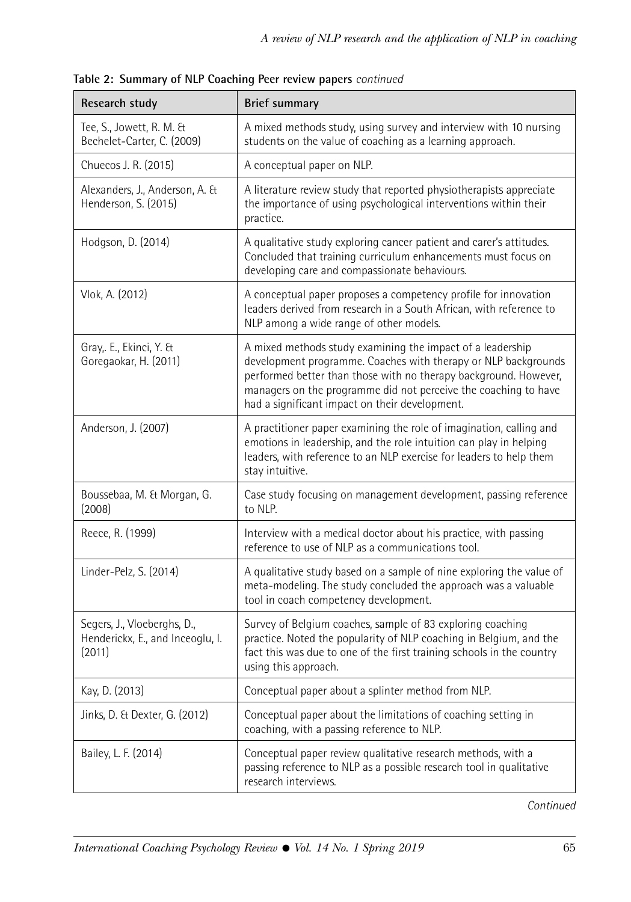**Table 2: Summary of NLP Coaching Peer review papers** *continued*

| Research study | Brief summary |
| --- | --- |
| Tee, S., Jowett, R. M. & Bechelet-Carter, C. (2009) | A mixed methods study, using survey and interview with 10 nursing students on the value of coaching as a learning approach. |
| Chuecos J. R. (2015) | A conceptual paper on NLP. |
| Alexanders, J., Anderson, A. & Henderson, S. (2015) | A literature review study that reported physiotherapists appreciate the importance of using psychological interventions within their practice. |
| Hodgson, D. (2014) | A qualitative study exploring cancer patient and carer's attitudes. Concluded that training curriculum enhancements must focus on developing care and compassionate behaviours. |
| Vlok, A. (2012) | A conceptual paper proposes a competency profile for innovation leaders derived from research in a South African, with reference to NLP among a wide range of other models. |
| Gray,. E., Ekinci, Y. & Goregaokar, H. (2011) | A mixed methods study examining the impact of a leadership development programme. Coaches with therapy or NLP backgrounds performed better than those with no therapy background. However, managers on the programme did not perceive the coaching to have had a significant impact on their development. |
| Anderson, J. (2007) | A practitioner paper examining the role of imagination, calling and emotions in leadership, and the role intuition can play in helping leaders, with reference to an NLP exercise for leaders to help them stay intuitive. |
| Boussebaa, M. & Morgan, G. (2008) | Case study focusing on management development, passing reference to NLP. |
| Reece, R. (1999) | Interview with a medical doctor about his practice, with passing reference to use of NLP as a communications tool. |
| Linder-Pelz, S. (2014) | A qualitative study based on a sample of nine exploring the value of meta-modeling. The study concluded the approach was a valuable tool in coach competency development. |
| Segers, J., Vloeberghs, D., Henderickx, E., and Inceoglu, I. (2011) | Survey of Belgium coaches, sample of 83 exploring coaching practice. Noted the popularity of NLP coaching in Belgium, and the fact this was due to one of the first training schools in the country using this approach. |
| Kay, D. (2013) | Conceptual paper about a splinter method from NLP. |
| Jinks, D. & Dexter, G. (2012) | Conceptual paper about the limitations of coaching setting in coaching, with a passing reference to NLP. |
| Bailey, L. F. (2014) | Conceptual paper review qualitative research methods, with a passing reference to NLP as a possible research tool in qualitative research interviews. |

*Continued*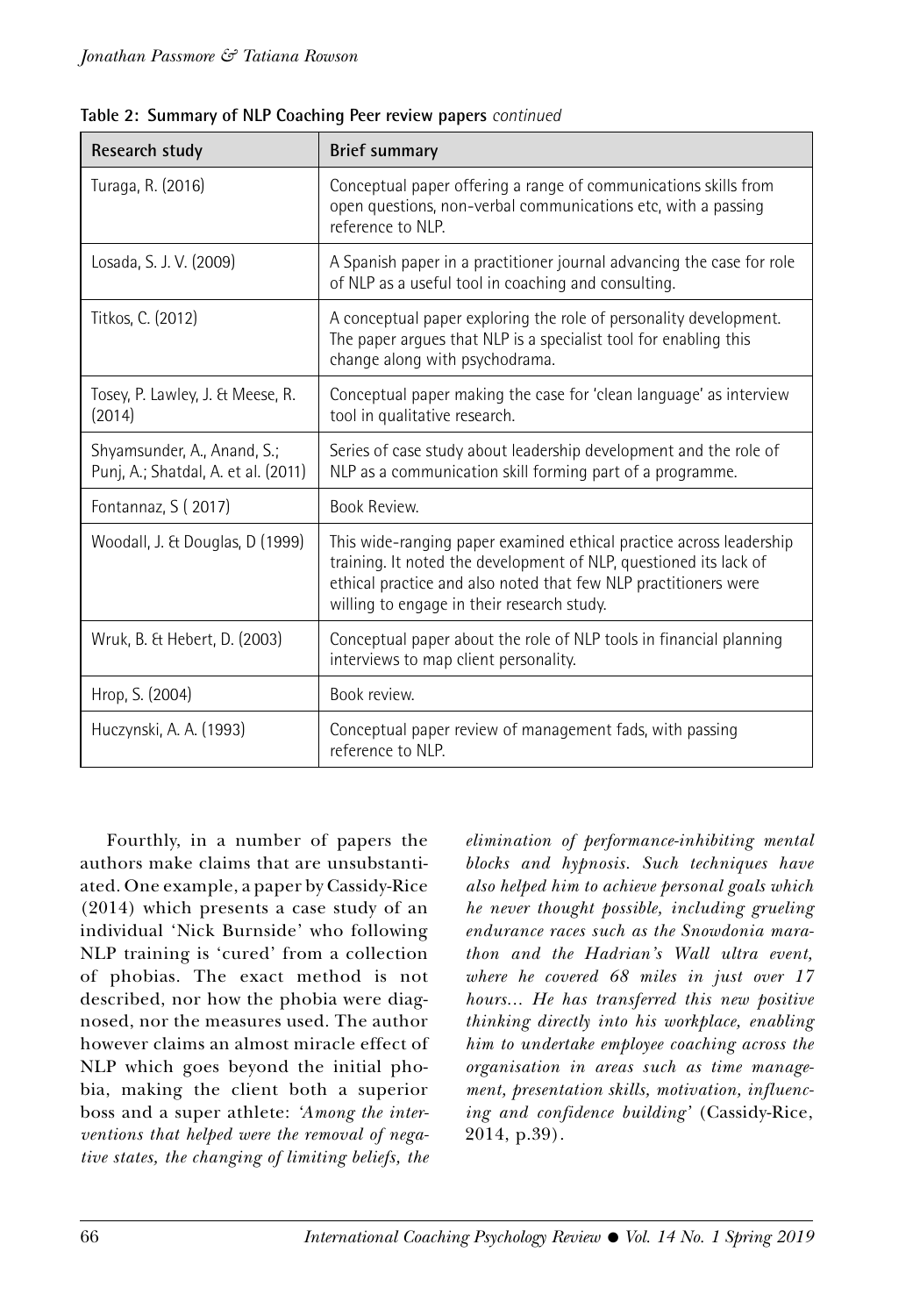**Table 2: Summary of NLP Coaching Peer review papers** *continued*

| Research study | Brief summary |
|---|---|
| Turaga, R. (2016) | Conceptual paper offering a range of communications skills from open questions, non-verbal communications etc, with a passing reference to NLP. |
| Losada, S. J. V. (2009) | A Spanish paper in a practitioner journal advancing the case for role of NLP as a useful tool in coaching and consulting. |
| Titkos, C. (2012) | A conceptual paper exploring the role of personality development. The paper argues that NLP is a specialist tool for enabling this change along with psychodrama. |
| Tosey, P. Lawley, J. & Meese, R. (2014) | Conceptual paper making the case for 'clean language' as interview tool in qualitative research. |
| Shyamsunder, A., Anand, S.; Punj, A.; Shatdal, A. et al. (2011) | Series of case study about leadership development and the role of NLP as a communication skill forming part of a programme. |
| Fontannaz, S ( 2017) | Book Review. |
| Woodall, J. & Douglas, D (1999) | This wide-ranging paper examined ethical practice across leadership training. It noted the development of NLP, questioned its lack of ethical practice and also noted that few NLP practitioners were willing to engage in their research study. |
| Wruk, B. & Hebert, D. (2003) | Conceptual paper about the role of NLP tools in financial planning interviews to map client personality. |
| Hrop, S. (2004) | Book review. |
| Huczynski, A. A. (1993) | Conceptual paper review of management fads, with passing reference to NLP. |

Fourthly, in a number of papers the authors make claims that are unsubstantiated. One example, a paper by Cassidy-Rice (2014) which presents a case study of an individual 'Nick Burnside' who following NLP training is 'cured' from a collection of phobias. The exact method is not described, nor how the phobia were diagnosed, nor the measures used. The author however claims an almost miracle effect of NLP which goes beyond the initial phobia, making the client both a superior boss and a super athlete: *'Among the interventions that helped were the removal of negative states, the changing of limiting beliefs, the elimination of performance-inhibiting mental blocks and hypnosis. Such techniques have also helped him to achieve personal goals which he never thought possible, including grueling endurance races such as the Snowdonia marathon and the Hadrian's Wall ultra event, where he covered 68 miles in just over 17 hours… He has transferred this new positive thinking directly into his workplace, enabling him to undertake employee coaching across the organisation in areas such as time management, presentation skills, motivation, influencing and confidence building'* (Cassidy-Rice, 2014, p.39).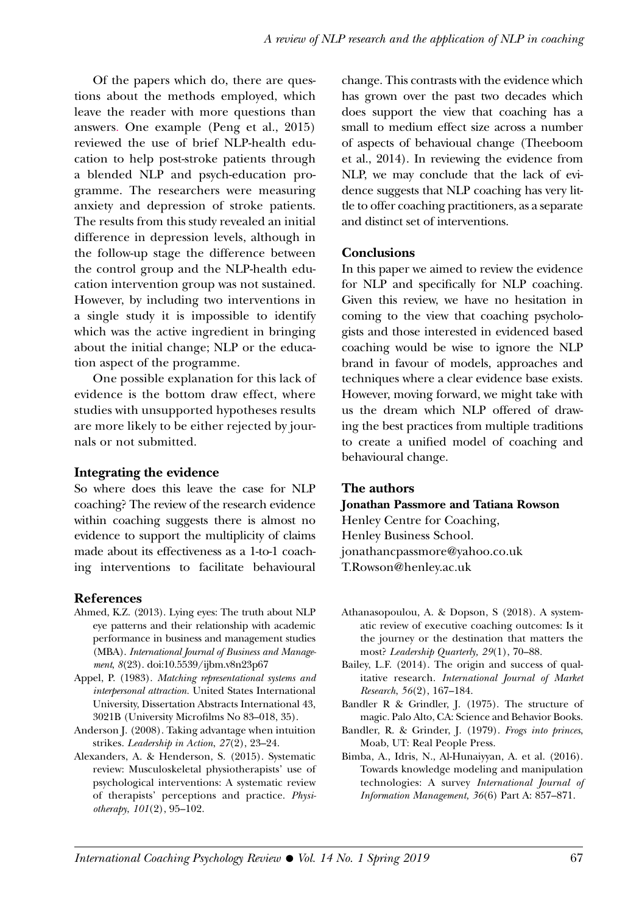Of the papers which do, there are questions about the methods employed, which leave the reader with more questions than answers. One example (Peng et al., 2015) reviewed the use of brief NLP-health education to help post-stroke patients through a blended NLP and psych-education programme. The researchers were measuring anxiety and depression of stroke patients. The results from this study revealed an initial difference in depression levels, although in the follow-up stage the difference between the control group and the NLP-health education intervention group was not sustained. However, by including two interventions in a single study it is impossible to identify which was the active ingredient in bringing about the initial change; NLP or the education aspect of the programme.

One possible explanation for this lack of evidence is the bottom draw effect, where studies with unsupported hypotheses results are more likely to be either rejected by journals or not submitted.

## Integrating the evidence

So where does this leave the case for NLP coaching? The review of the research evidence within coaching suggests there is almost no evidence to support the multiplicity of claims made about its effectiveness as a 1-to-1 coaching interventions to facilitate behavioural change. This contrasts with the evidence which has grown over the past two decades which does support the view that coaching has a small to medium effect size across a number of aspects of behavioual change (Theeboom et al., 2014). In reviewing the evidence from NLP, we may conclude that the lack of evidence suggests that NLP coaching has very little to offer coaching practitioners, as a separate and distinct set of interventions.

## Conclusions

In this paper we aimed to review the evidence for NLP and specifically for NLP coaching. Given this review, we have no hesitation in coming to the view that coaching psychologists and those interested in evidenced based coaching would be wise to ignore the NLP brand in favour of models, approaches and techniques where a clear evidence base exists. However, moving forward, we might take with us the dream which NLP offered of drawing the best practices from multiple traditions to create a unified model of coaching and behavioural change.

## The authors

**Jonathan Passmore and Tatiana Rowson**
Henley Centre for Coaching,
Henley Business School.
jonathancpassmore@yahoo.co.uk
T.Rowson@henley.ac.uk

## References

Ahmed, K.Z. (2013). Lying eyes: The truth about NLP eye patterns and their relationship with academic performance in business and management studies (MBA). *International Journal of Business and Management*, *8*(23). doi:10.5539/ijbm.v8n23p67

Appel, P. (1983). *Matching representational systems and interpersonal attraction.* United States International University, Dissertation Abstracts International 43, 3021B (University Microfilms No 83–018, 35).

Anderson J. (2008). Taking advantage when intuition strikes. *Leadership in Action*, *27*(2), 23–24.

Alexanders, A. & Henderson, S. (2015). Systematic review: Musculoskeletal physiotherapists' use of psychological interventions: A systematic review of therapists' perceptions and practice. *Physiotherapy*, *101*(2), 95–102.

Athanasopoulou, A. & Dopson, S (2018). A systematic review of executive coaching outcomes: Is it the journey or the destination that matters the most? *Leadership Quarterly, 29*(1), 70–88.

Bailey, L.F. (2014). The origin and success of qualitative research. *International Journal of Market Research*, *56*(2), 167–184.

Bandler R & Grindler, J. (1975). The structure of magic. Palo Alto, CA: Science and Behavior Books.

Bandler, R. & Grinder, J. (1979). *Frogs into princes*, Moab, UT: Real People Press.

Bimba, A., Idris, N., Al-Hunaiyyan, A. et al. (2016). Towards knowledge modeling and manipulation technologies: A survey *International Journal of Information Management, 36*(6) Part A: 857–871.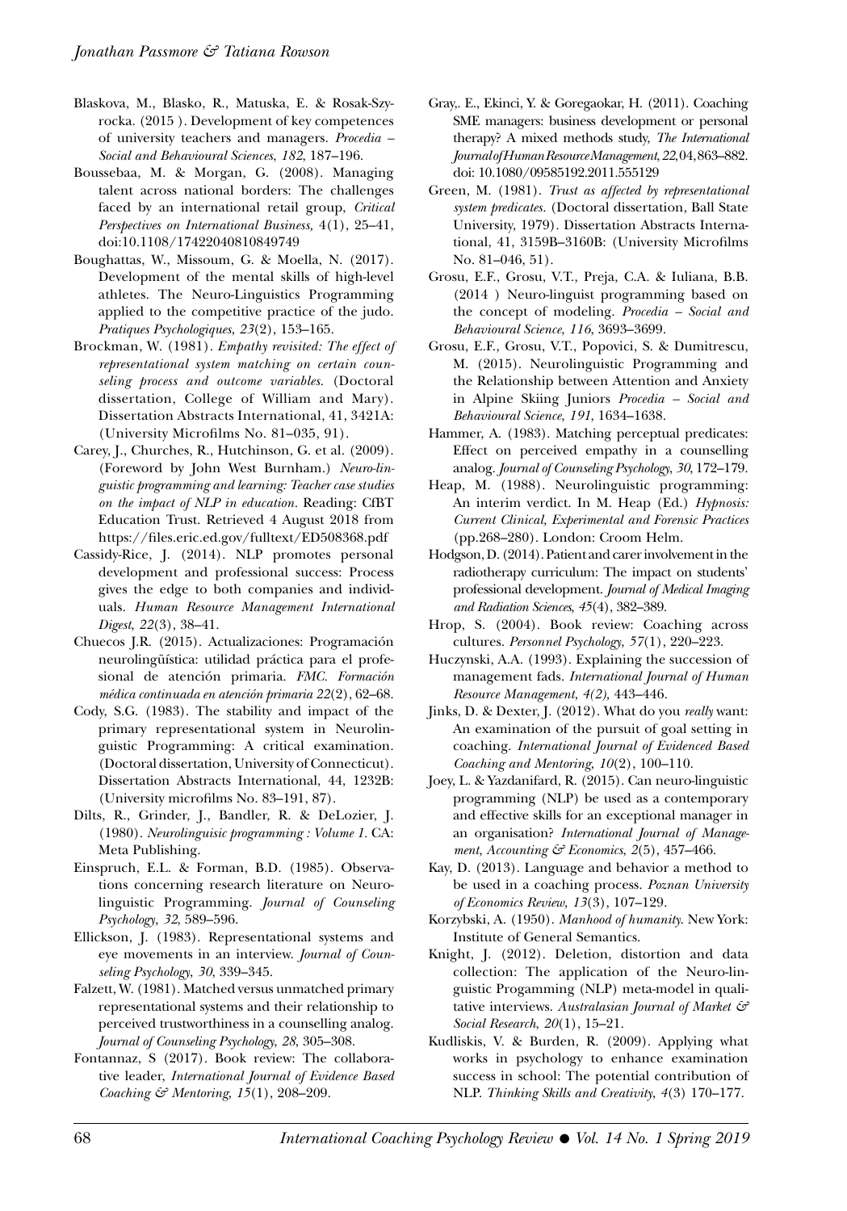Blaskova, M., Blasko, R., Matuska, E. & Rosak-Szyrocka. (2015 ). Development of key competences of university teachers and managers. *Procedia – Social and Behavioural Sciences*, *182*, 187–196.

Boussebaa, M. & Morgan, G. (2008). Managing talent across national borders: The challenges faced by an international retail group, *Critical Perspectives on International Business,* 4(1), 25–41, doi:10.1108/17422040810849749

Boughattas, W., Missoum, G. & Moella, N. (2017). Development of the mental skills of high-level athletes. The Neuro-Linguistics Programming applied to the competitive practice of the judo. *Pratiques Psychologiques*, *23*(2), 153–165.

Brockman, W. (1981). *Empathy revisited: The effect of representational system matching on certain counseling process and outcome variables.* (Doctoral dissertation, College of William and Mary). Dissertation Abstracts International, 41, 3421A: (University Microfilms No. 81–035, 91).

Carey, J., Churches, R., Hutchinson, G. et al. (2009). (Foreword by John West Burnham.) *Neuro-linguistic programming and learning: Teacher case studies on the impact of NLP in education.* Reading: CfBT Education Trust. Retrieved 4 August 2018 from https://files.eric.ed.gov/fulltext/ED508368.pdf

Cassidy-Rice, J. (2014). NLP promotes personal development and professional success: Process gives the edge to both companies and individuals. *Human Resource Management International Digest*, *22*(3), 38–41.

Chuecos J.R. (2015). Actualizaciones: Programación neurolingüística: utilidad práctica para el profesional de atención primaria. *FMC. Formación médica continuada en atención primaria 22*(2), 62–68.

Cody, S.G. (1983). The stability and impact of the primary representational system in Neurolinguistic Programming: A critical examination. (Doctoral dissertation, University of Connecticut). Dissertation Abstracts International, 44, 1232B: (University microfilms No. 83–191, 87).

Dilts, R., Grinder, J., Bandler, R. & DeLozier, J. (1980). *Neurolinguisic programming : Volume 1.* CA: Meta Publishing.

Einspruch, E.L. & Forman, B.D. (1985). Observations concerning research literature on Neurolinguistic Programming. *Journal of Counseling Psychology, 32,* 589–596.

Ellickson, J. (1983). Representational systems and eye movements in an interview. *Journal of Counseling Psychology, 30,* 339–345.

Falzett, W. (1981). Matched versus unmatched primary representational systems and their relationship to perceived trustworthiness in a counselling analog. *Journal of Counseling Psychology, 28,* 305–308.

Fontannaz, S (2017). Book review: The collaborative leader, *International Journal of Evidence Based Coaching & Mentoring, 15*(1), 208–209.

Gray,. E., Ekinci, Y. & Goregaokar, H. (2011). Coaching SME managers: business development or personal therapy? A mixed methods study, *The International Journal of Human Resource Management, 22,* 04, 863–882. doi: 10.1080/09585192.2011.555129

Green, M. (1981). *Trust as affected by representational system predicates.* (Doctoral dissertation, Ball State University, 1979). Dissertation Abstracts International, 41, 3159B–3160B: (University Microfilms No. 81–046, 51).

Grosu, E.F., Grosu, V.T., Preja, C.A. & Iuliana, B.B. (2014 ) Neuro-linguist programming based on the concept of modeling. *Procedia – Social and Behavioural Science*, *116*, 3693–3699.

Grosu, E.F., Grosu, V.T., Popovici, S. & Dumitrescu, M. (2015). Neurolinguistic Programming and the Relationship between Attention and Anxiety in Alpine Skiing Juniors *Procedia – Social and Behavioural Science*, *191*, 1634–1638.

Hammer, A. (1983). Matching perceptual predicates: Effect on perceived empathy in a counselling analog. *Journal of Counseling Psychology, 30,* 172–179.

Heap, M. (1988). Neurolinguistic programming: An interim verdict. In M. Heap (Ed.) *Hypnosis: Current Clinical, Experimental and Forensic Practices* (pp.268–280). London: Croom Helm.

Hodgson, D. (2014). Patient and carer involvement in the radiotherapy curriculum: The impact on students' professional development. *Journal of Medical Imaging and Radiation Sciences*, *45*(4), 382–389.

Hrop, S. (2004). Book review: Coaching across cultures. *Personnel Psychology*, *57*(1), 220–223.

Huczynski, A.A. (1993). Explaining the succession of management fads. *International Journal of Human Resource Management*, *4(2),* 443–446.

Jinks, D. & Dexter, J. (2012). What do you *really* want: An examination of the pursuit of goal setting in coaching. *International Journal of Evidenced Based Coaching and Mentoring*, *10*(2), 100–110.

Joey, L. & Yazdanifard, R. (2015). Can neuro-linguistic programming (NLP) be used as a contemporary and effective skills for an exceptional manager in an organisation? *International Journal of Management, Accounting & Economics*, *2*(5), 457–466.

Kay, D. (2013). Language and behavior a method to be used in a coaching process. *Poznan University of Economics Review*, *13*(3), 107–129.

Korzybski, A. (1950). *Manhood of humanity.* New York: Institute of General Semantics.

Knight, J. (2012). Deletion, distortion and data collection: The application of the Neuro-linguistic Progamming (NLP) meta-model in qualitative interviews. *Australasian Journal of Market & Social Research*, *20*(1), 15–21.

Kudliskis, V. & Burden, R. (2009). Applying what works in psychology to enhance examination success in school: The potential contribution of NLP. *Thinking Skills and Creativity*, *4*(3) 170–177.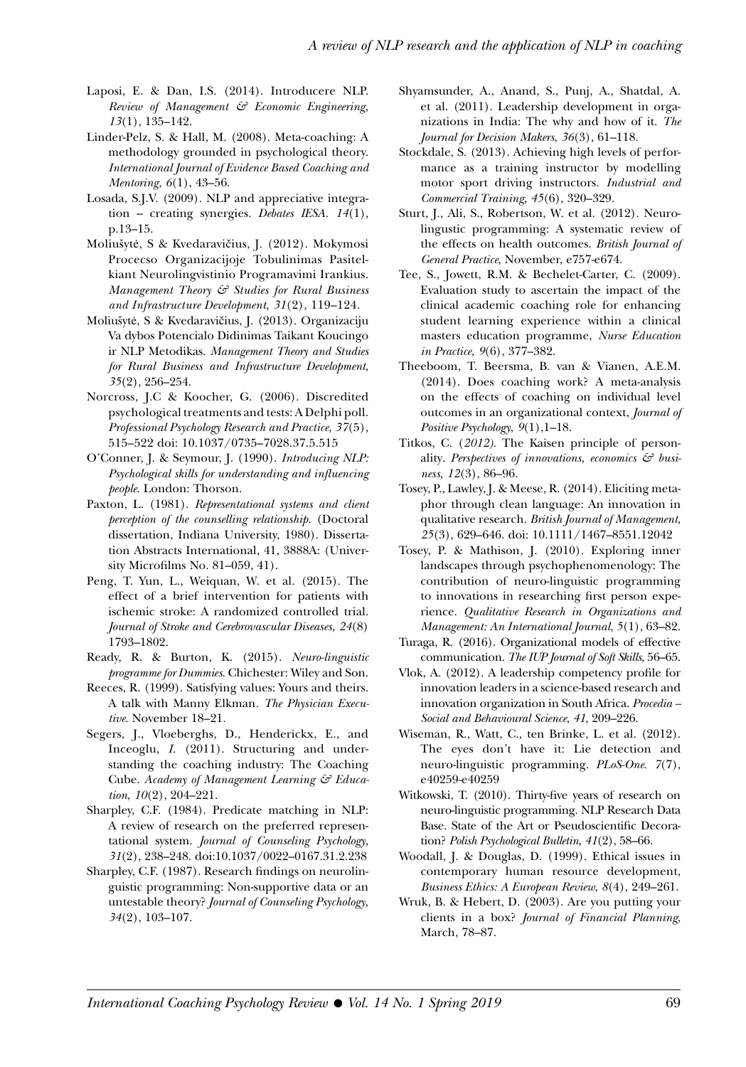Laposi, E. & Dan, I.S. (2014). Introducere NLP. *Review of Management & Economic Engineering*, *13*(1), 135–142.

Linder-Pelz, S. & Hall, M. (2008). Meta-coaching: A methodology grounded in psychological theory. *International Journal of Evidence Based Coaching and Mentoring*, *6*(1), 43–56.

Losada, S.J.V. (2009). NLP and appreciative integration – creating synergies. *Debates IESA*. *14*(1), p.13–15.

Moliušytė, S & Kvedaravičius, J. (2012). Mokymosi Procecso Organizacijoje Tobulinimas Pasitelkiant Neurolingvistinio Programavimi Irankius. *Management Theory & Studies for Rural Business and Infrastructure Development*, *31*(2), 119–124.

Moliušytė, S & Kvedaravičius, J. (2013). Organizaciju Va dybos Potencialo Didinimas Taikant Koucingo ir NLP Metodikas. *Management Theory and Studies for Rural Business and Infrastructure Development*, *35*(2), 256–254.

Norcross, J.C & Koocher, G. (2006). Discredited psychological treatments and tests: A Delphi poll. *Professional Psychology Research and Practice*, *37*(5), 515–522 doi: 10.1037/0735–7028.37.5.515

O'Conner, J. & Seymour, J. (1990). *Introducing NLP: Psychological skills for understanding and influencing people*. London: Thorson.

Paxton, L. (1981). *Representational systems and client perception of the counselling relationship*. (Doctoral dissertation, Indiana University, 1980). Dissertation Abstracts International, 41, 3888A: (University Microfilms No. 81–059, 41).

Peng, T. Yun, L., Weiquan, W. et al. (2015). The effect of a brief intervention for patients with ischemic stroke: A randomized controlled trial. *Journal of Stroke and Cerebrovascular Diseases*, *24*(8) 1793–1802.

Ready, R. & Burton, K. (2015). *Neuro-linguistic programme for Dummies*. Chichester: Wiley and Son.

Reeces, R. (1999). Satisfying values: Yours and theirs. A talk with Manny Elkman. *The Physician Executive*. November 18–21.

Segers, J., Vloeberghs, D., Henderickx, E., and Inceoglu, *I.* (2011). Structuring and understanding the coaching industry: The Coaching Cube. *Academy of Management Learning & Education*, *10*(2), 204–221.

Sharpley, C.F. (1984). Predicate matching in NLP: A review of research on the preferred representational system. *Journal of Counseling Psychology*, *31*(2), 238–248. doi:10.1037/0022–0167.31.2.238

Sharpley, C.F. (1987). Research findings on neurolinguistic programming: Non-supportive data or an untestable theory? *Journal of Counseling Psychology*, *34*(2), 103–107.

Shyamsunder, A., Anand, S., Punj, A., Shatdal, A. et al. (2011). Leadership development in organizations in India: The why and how of it. *The Journal for Decision Makers*, *36*(3), 61–118.

Stockdale, S. (2013). Achieving high levels of performance as a training instructor by modelling motor sport driving instructors. *Industrial and Commercial Training*, *45*(6), 320–329.

Sturt, J., Ali, S., Robertson, W. et al. (2012). Neurolingustic programming: A systematic review of the effects on health outcomes. *British Journal of General Practice*, November, e757-e674.

Tee, S., Jowett, R.M. & Bechelet-Carter, C. (2009). Evaluation study to ascertain the impact of the clinical academic coaching role for enhancing student learning experience within a clinical masters education programme, *Nurse Education in Practice*, *9*(6), 377–382.

Theeboom, T. Beersma, B. van & Vianen, A.E.M. (2014). Does coaching work? A meta-analysis on the effects of coaching on individual level outcomes in an organizational context, *Journal of Positive Psychology*, *9*(1),1–18.

Titkos, C. (*2012).* The Kaisen principle of personality. *Perspectives of innovations, economics & business*, *12*(3), 86–96.

Tosey, P., Lawley, J. & Meese, R. (2014). Eliciting metaphor through clean language: An innovation in qualitative research. *British Journal of Management*, *25*(3), 629–646. doi: 10.1111/1467–8551.12042

Tosey, P. & Mathison, J. (2010). Exploring inner landscapes through psychophenomenology: The contribution of neuro-linguistic programming to innovations in researching first person experience. *Qualitative Research in Organizations and Management: An International Journal*, *5*(1), 63–82.

Turaga, R. (2016). Organizational models of effective communication. *The IUP Journal of Soft Skills*, 56–65.

Vlok, A. (2012). A leadership competency profile for innovation leaders in a science-based research and innovation organization in South Africa. *Procedia – Social and Behavioural Science*, *41*, 209–226.

Wiseman, R., Watt, C., ten Brinke, L. et al. (2012). The eyes don't have it: Lie detection and neuro-linguistic programming. *PLoS-One*. *7*(7), e40259-e40259

Witkowski, T. (2010). Thirty-five years of research on neuro-linguistic programming. NLP Research Data Base. State of the Art or Pseudoscientific Decoration? *Polish Psychological Bulletin*, *41*(2), 58–66.

Woodall, J. & Douglas, D. (1999). Ethical issues in contemporary human resource development, *Business Ethics: A European Review*, *8*(4), 249–261.

Wruk, B. & Hebert, D. (2003). Are you putting your clients in a box? *Journal of Financial Planning*, March, 78–87.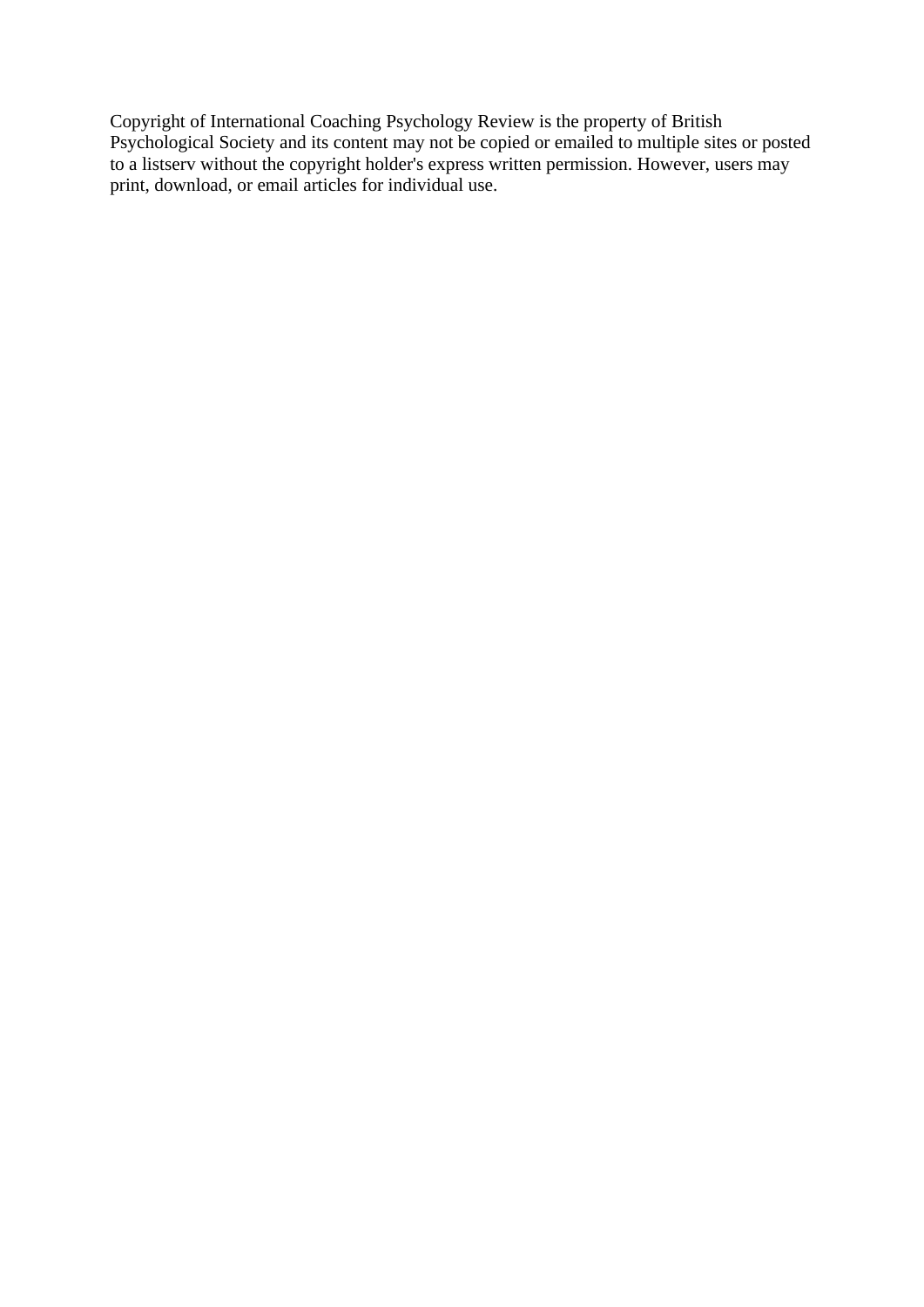Copyright of International Coaching Psychology Review is the property of British Psychological Society and its content may not be copied or emailed to multiple sites or posted to a listserv without the copyright holder's express written permission. However, users may print, download, or email articles for individual use.